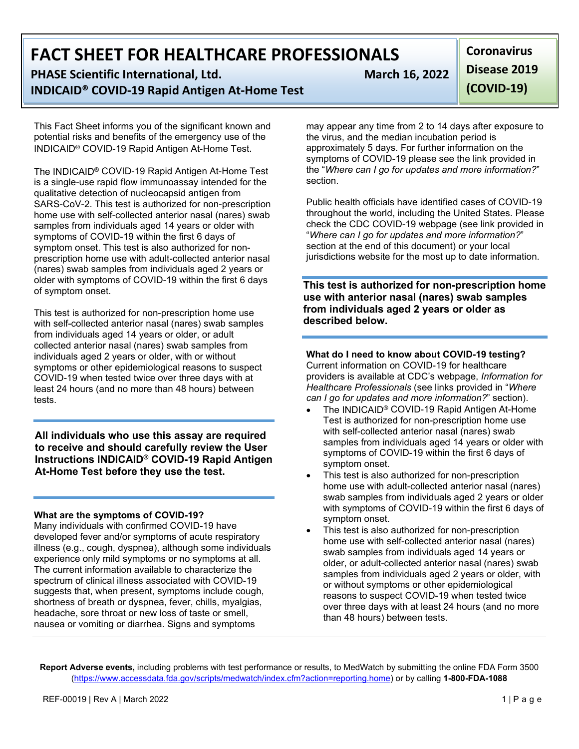# FACT SHEET FOR HEALTHCARE PROFESSIONALS

**PHASE Scientific International, Ltd.** **March 16, 2022**

**INDICAID® COVID-19 Rapid Antigen At-Home Test**

**Coronavirus Disease 2019 (COVID-19)**

This Fact Sheet informs you of the significant known and potential risks and benefits of the emergency use of the INDICAID® COVID-19 Rapid Antigen At-Home Test.

The INDICAID® COVID-19 Rapid Antigen At-Home Test is a single-use rapid flow immunoassay intended for the qualitative detection of nucleocapsid antigen from SARS-CoV-2. This test is authorized for non-prescription home use with self-collected anterior nasal (nares) swab samples from individuals aged 14 years or older with symptoms of COVID-19 within the first 6 days of symptom onset. This test is also authorized for non-prescription home use with adult-collected anterior nasal (nares) swab samples from individuals aged 2 years or older with symptoms of COVID-19 within the first 6 days of symptom onset.

This test is authorized for non-prescription home use with self-collected anterior nasal (nares) swab samples from individuals aged 14 years or older, or adult collected anterior nasal (nares) swab samples from individuals aged 2 years or older, with or without symptoms or other epidemiological reasons to suspect COVID-19 when tested twice over three days with at least 24 hours (and no more than 48 hours) between tests.

**All individuals who use this assay are required to receive and should carefully review the User Instructions INDICAID® COVID-19 Rapid Antigen At-Home Test before they use the test.**

**What are the symptoms of COVID-19?**

Many individuals with confirmed COVID-19 have developed fever and/or symptoms of acute respiratory illness (e.g., cough, dyspnea), although some individuals experience only mild symptoms or no symptoms at all. The current information available to characterize the spectrum of clinical illness associated with COVID-19 suggests that, when present, symptoms include cough, shortness of breath or dyspnea, fever, chills, myalgias, headache, sore throat or new loss of taste or smell, nausea or vomiting or diarrhea. Signs and symptoms may appear any time from 2 to 14 days after exposure to the virus, and the median incubation period is approximately 5 days. For further information on the symptoms of COVID-19 please see the link provided in the "*Where can I go for updates and more information?*" section.

Public health officials have identified cases of COVID-19 throughout the world, including the United States. Please check the CDC COVID-19 webpage (see link provided in "*Where can I go for updates and more information?*" section at the end of this document) or your local jurisdictions website for the most up to date information.

**This test is authorized for non-prescription home use with anterior nasal (nares) swab samples from individuals aged 2 years or older as described below.**

**What do I need to know about COVID-19 testing?**

Current information on COVID-19 for healthcare providers is available at CDC's webpage, *Information for Healthcare Professionals* (see links provided in "*Where can I go for updates and more information?*" section).

- The INDICAID® COVID-19 Rapid Antigen At-Home Test is authorized for non-prescription home use with self-collected anterior nasal (nares) swab samples from individuals aged 14 years or older with symptoms of COVID-19 within the first 6 days of symptom onset.
- This test is also authorized for non-prescription home use with adult-collected anterior nasal (nares) swab samples from individuals aged 2 years or older with symptoms of COVID-19 within the first 6 days of symptom onset.
- This test is also authorized for non-prescription home use with self-collected anterior nasal (nares) swab samples from individuals aged 14 years or older, or adult-collected anterior nasal (nares) swab samples from individuals aged 2 years or older, with or without symptoms or other epidemiological reasons to suspect COVID-19 when tested twice over three days with at least 24 hours (and no more than 48 hours) between tests.

**Report Adverse events,** including problems with test performance or results, to MedWatch by submitting the online FDA Form 3500 (https://www.accessdata.fda.gov/scripts/medwatch/index.cfm?action=reporting.home) or by calling **1-800-FDA-1088**

REF-00019 | Rev A | March 2022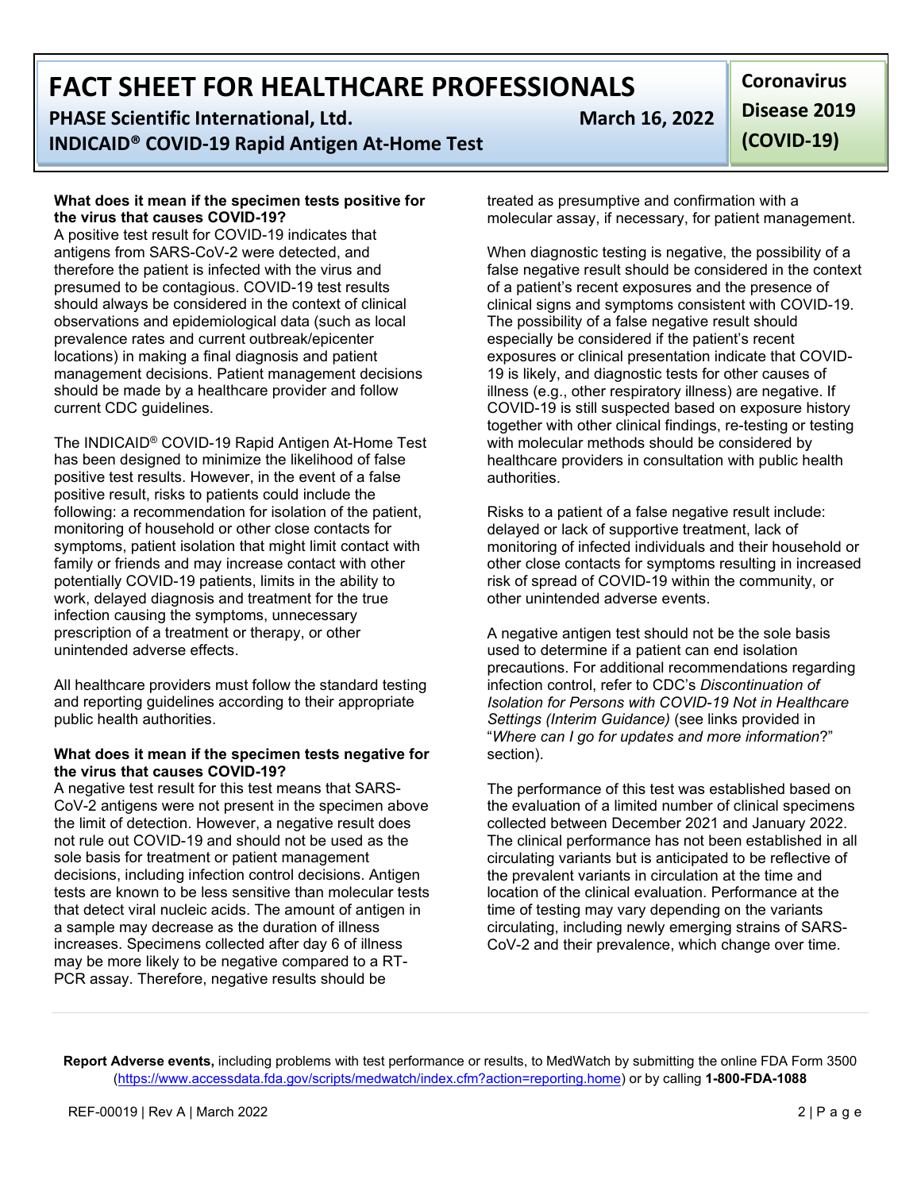### What does it mean if the specimen tests positive for the virus that causes COVID-19?

A positive test result for COVID-19 indicates that antigens from SARS-CoV-2 were detected, and therefore the patient is infected with the virus and presumed to be contagious. COVID-19 test results should always be considered in the context of clinical observations and epidemiological data (such as local prevalence rates and current outbreak/epicenter locations) in making a final diagnosis and patient management decisions. Patient management decisions should be made by a healthcare provider and follow current CDC guidelines.

The INDICAID® COVID-19 Rapid Antigen At-Home Test has been designed to minimize the likelihood of false positive test results. However, in the event of a false positive result, risks to patients could include the following: a recommendation for isolation of the patient, monitoring of household or other close contacts for symptoms, patient isolation that might limit contact with family or friends and may increase contact with other potentially COVID-19 patients, limits in the ability to work, delayed diagnosis and treatment for the true infection causing the symptoms, unnecessary prescription of a treatment or therapy, or other unintended adverse effects.

All healthcare providers must follow the standard testing and reporting guidelines according to their appropriate public health authorities.

### What does it mean if the specimen tests negative for the virus that causes COVID-19?

A negative test result for this test means that SARS-CoV-2 antigens were not present in the specimen above the limit of detection. However, a negative result does not rule out COVID-19 and should not be used as the sole basis for treatment or patient management decisions, including infection control decisions. Antigen tests are known to be less sensitive than molecular tests that detect viral nucleic acids. The amount of antigen in a sample may decrease as the duration of illness increases. Specimens collected after day 6 of illness may be more likely to be negative compared to a RT-PCR assay. Therefore, negative results should be treated as presumptive and confirmation with a molecular assay, if necessary, for patient management.

When diagnostic testing is negative, the possibility of a false negative result should be considered in the context of a patient's recent exposures and the presence of clinical signs and symptoms consistent with COVID-19. The possibility of a false negative result should especially be considered if the patient's recent exposures or clinical presentation indicate that COVID-19 is likely, and diagnostic tests for other causes of illness (e.g., other respiratory illness) are negative. If COVID-19 is still suspected based on exposure history together with other clinical findings, re-testing or testing with molecular methods should be considered by healthcare providers in consultation with public health authorities.

Risks to a patient of a false negative result include: delayed or lack of supportive treatment, lack of monitoring of infected individuals and their household or other close contacts for symptoms resulting in increased risk of spread of COVID-19 within the community, or other unintended adverse events.

A negative antigen test should not be the sole basis used to determine if a patient can end isolation precautions. For additional recommendations regarding infection control, refer to CDC's *Discontinuation of Isolation for Persons with COVID-19 Not in Healthcare Settings (Interim Guidance)* (see links provided in "*Where can I go for updates and more information*?" section).

The performance of this test was established based on the evaluation of a limited number of clinical specimens collected between December 2021 and January 2022. The clinical performance has not been established in all circulating variants but is anticipated to be reflective of the prevalent variants in circulation at the time and location of the clinical evaluation. Performance at the time of testing may vary depending on the variants circulating, including newly emerging strains of SARS-CoV-2 and their prevalence, which change over time.

**Report Adverse events,** including problems with test performance or results, to MedWatch by submitting the online FDA Form 3500 (https://www.accessdata.fda.gov/scripts/medwatch/index.cfm?action=reporting.home) or by calling **1-800-FDA-1088**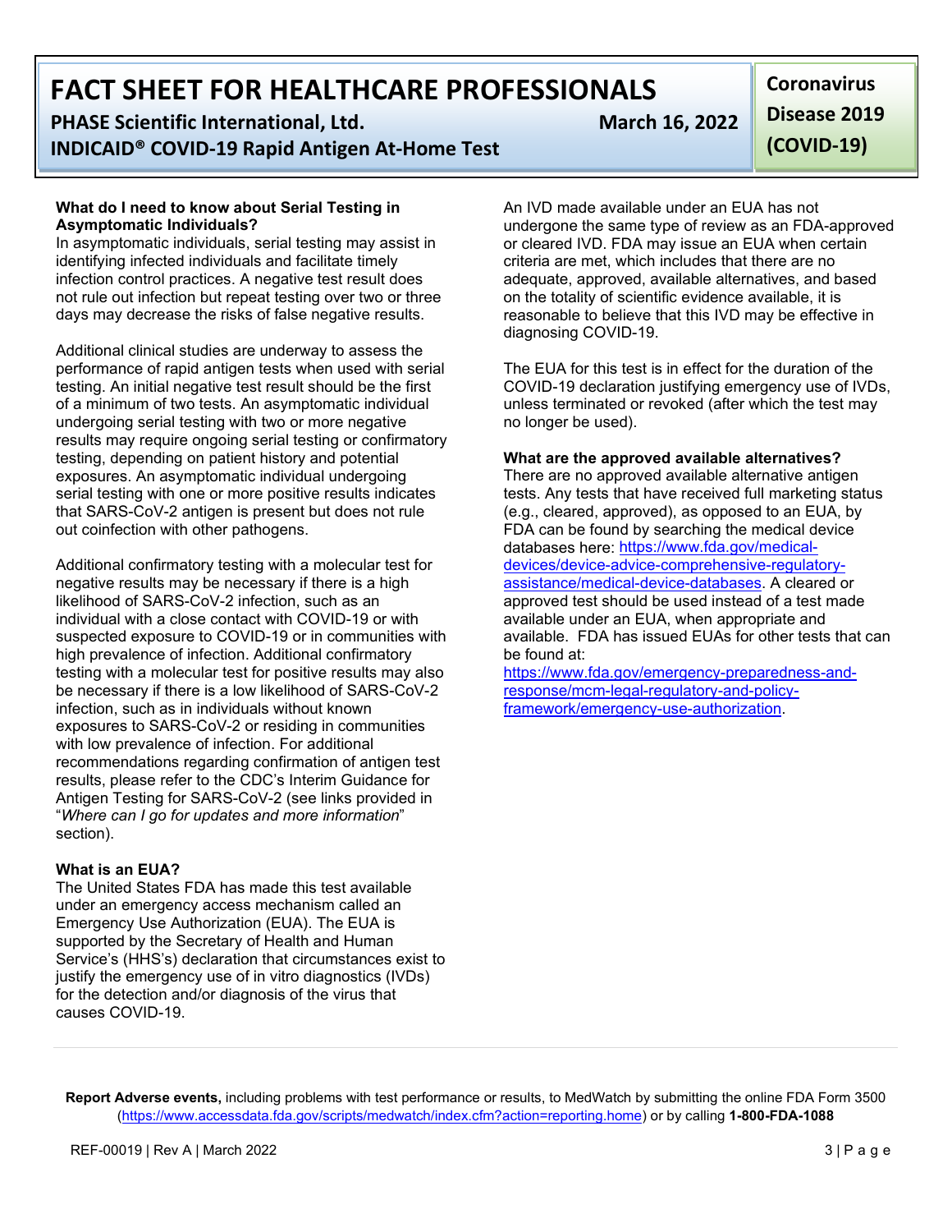### What do I need to know about Serial Testing in Asymptomatic Individuals?

In asymptomatic individuals, serial testing may assist in identifying infected individuals and facilitate timely infection control practices. A negative test result does not rule out infection but repeat testing over two or three days may decrease the risks of false negative results.

Additional clinical studies are underway to assess the performance of rapid antigen tests when used with serial testing. An initial negative test result should be the first of a minimum of two tests. An asymptomatic individual undergoing serial testing with two or more negative results may require ongoing serial testing or confirmatory testing, depending on patient history and potential exposures. An asymptomatic individual undergoing serial testing with one or more positive results indicates that SARS-CoV-2 antigen is present but does not rule out coinfection with other pathogens.

Additional confirmatory testing with a molecular test for negative results may be necessary if there is a high likelihood of SARS-CoV-2 infection, such as an individual with a close contact with COVID-19 or with suspected exposure to COVID-19 or in communities with high prevalence of infection. Additional confirmatory testing with a molecular test for positive results may also be necessary if there is a low likelihood of SARS-CoV-2 infection, such as in individuals without known exposures to SARS-CoV-2 or residing in communities with low prevalence of infection. For additional recommendations regarding confirmation of antigen test results, please refer to the CDC's Interim Guidance for Antigen Testing for SARS-CoV-2 (see links provided in "*Where can I go for updates and more information*" section).

### What is an EUA?

The United States FDA has made this test available under an emergency access mechanism called an Emergency Use Authorization (EUA). The EUA is supported by the Secretary of Health and Human Service's (HHS's) declaration that circumstances exist to justify the emergency use of in vitro diagnostics (IVDs) for the detection and/or diagnosis of the virus that causes COVID-19.

An IVD made available under an EUA has not undergone the same type of review as an FDA-approved or cleared IVD. FDA may issue an EUA when certain criteria are met, which includes that there are no adequate, approved, available alternatives, and based on the totality of scientific evidence available, it is reasonable to believe that this IVD may be effective in diagnosing COVID-19.

The EUA for this test is in effect for the duration of the COVID-19 declaration justifying emergency use of IVDs, unless terminated or revoked (after which the test may no longer be used).

### What are the approved available alternatives?

There are no approved available alternative antigen tests. Any tests that have received full marketing status (e.g., cleared, approved), as opposed to an EUA, by FDA can be found by searching the medical device databases here: https://www.fda.gov/medical-devices/device-advice-comprehensive-regulatory-assistance/medical-device-databases. A cleared or approved test should be used instead of a test made available under an EUA, when appropriate and available. FDA has issued EUAs for other tests that can be found at: https://www.fda.gov/emergency-preparedness-and-response/mcm-legal-regulatory-and-policy-framework/emergency-use-authorization.

**Report Adverse events,** including problems with test performance or results, to MedWatch by submitting the online FDA Form 3500 (https://www.accessdata.fda.gov/scripts/medwatch/index.cfm?action=reporting.home) or by calling **1-800-FDA-1088**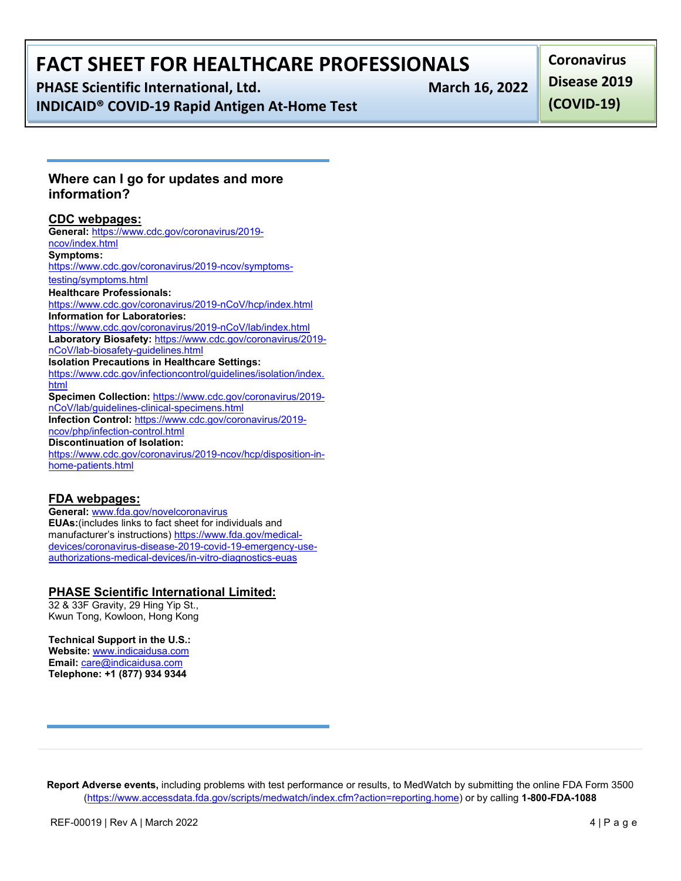## Where can I go for updates and more information?

**CDC webpages:**

**General:** https://www.cdc.gov/coronavirus/2019-ncov/index.html
**Symptoms:** https://www.cdc.gov/coronavirus/2019-ncov/symptoms-testing/symptoms.html
**Healthcare Professionals:** https://www.cdc.gov/coronavirus/2019-nCoV/hcp/index.html
**Information for Laboratories:** https://www.cdc.gov/coronavirus/2019-nCoV/lab/index.html
**Laboratory Biosafety:** https://www.cdc.gov/coronavirus/2019-nCoV/lab-biosafety-guidelines.html
**Isolation Precautions in Healthcare Settings:** https://www.cdc.gov/infectioncontrol/guidelines/isolation/index.html
**Specimen Collection:** https://www.cdc.gov/coronavirus/2019-nCoV/lab/guidelines-clinical-specimens.html
**Infection Control:** https://www.cdc.gov/coronavirus/2019-ncov/php/infection-control.html
**Discontinuation of Isolation:** https://www.cdc.gov/coronavirus/2019-ncov/hcp/disposition-in-home-patients.html

**FDA webpages:**

**General:** www.fda.gov/novelcoronavirus
**EUAs:**(includes links to fact sheet for individuals and manufacturer's instructions) https://www.fda.gov/medical-devices/coronavirus-disease-2019-covid-19-emergency-use-authorizations-medical-devices/in-vitro-diagnostics-euas

**PHASE Scientific International Limited:**

32 & 33F Gravity, 29 Hing Yip St.,
Kwun Tong, Kowloon, Hong Kong

**Technical Support in the U.S.:**
**Website:** www.indicaidusa.com
**Email:** care@indicaidusa.com
**Telephone: +1 (877) 934 9344**

**Report Adverse events,** including problems with test performance or results, to MedWatch by submitting the online FDA Form 3500 (https://www.accessdata.fda.gov/scripts/medwatch/index.cfm?action=reporting.home) or by calling **1-800-FDA-1088**